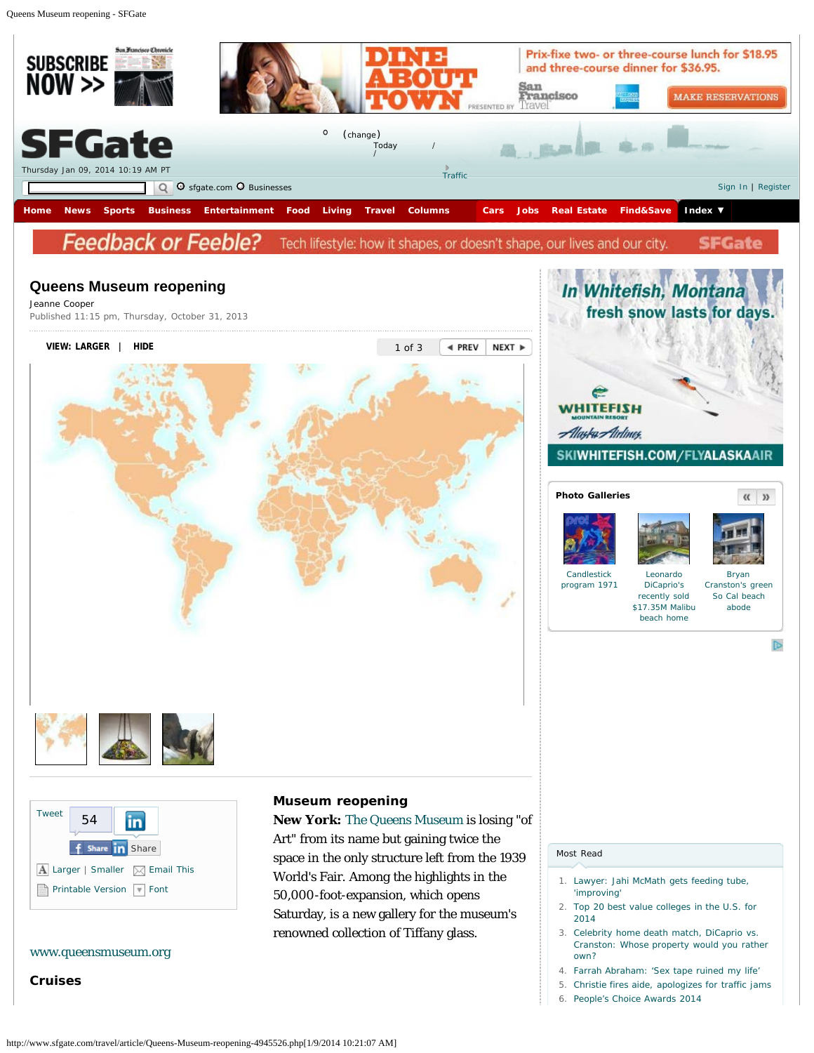# Queens Museum reopening

Jeanne Cooper

Published 11:15 pm, Thursday, October 31, 2013

## Museum reopening

**New York:** The Queens Museum is losing "of Art" from its name but gaining twice the space in the only structure left from the 1939 World's Fair. Among the highlights in the 50,000-foot-expansion, which opens Saturday, is a new gallery for the museum's renowned collection of Tiffany glass.

www.queensmuseum.org

## Cruises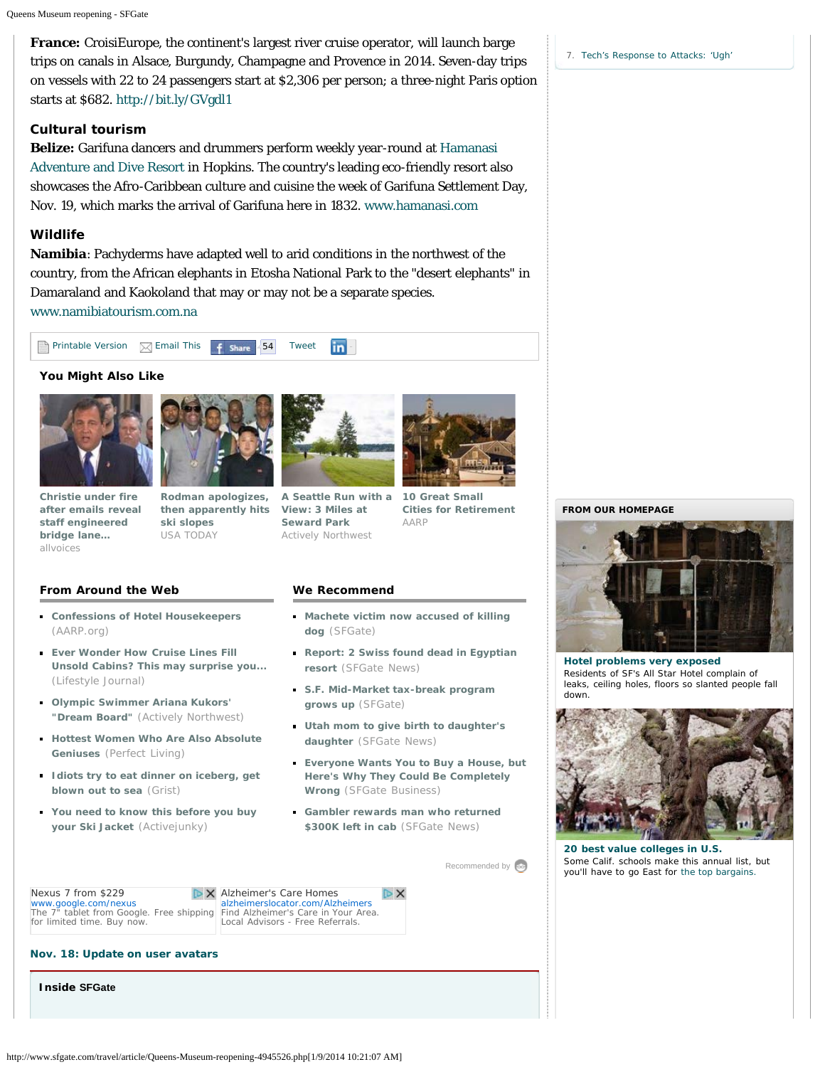**France:** CroisiEurope, the continent's largest river cruise operator, will launch barge trips on canals in Alsace, Burgundy, Champagne and Provence in 2014. Seven-day trips on vessels with 22 to 24 passengers start at $2,306 per person; a three-night Paris option starts at $682. http://bit.ly/GVgdl1

### Cultural tourism

**Belize:** Garifuna dancers and drummers perform weekly year-round at Hamanasi Adventure and Dive Resort in Hopkins. The country's leading eco-friendly resort also showcases the Afro-Caribbean culture and cuisine the week of Garifuna Settlement Day, Nov. 19, which marks the arrival of Garifuna here in 1832. www.hamanasi.com

### Wildlife

**Namibia**: Pachyderms have adapted well to arid conditions in the northwest of the country, from the African elephants in Etosha National Park to the "desert elephants" in Damaraland and Kaokoland that may or may not be a separate species. www.namibiatourism.com.na

Printable Version | Email This | Share 54 | Tweet

### You Might Also Like

- **Christie under fire after emails reveal staff engineered bridge lane...** allvoices
- **Rodman apologizes, then apparently hits ski slopes** USA TODAY
- **A Seattle Run with a View: 3 Miles at Seward Park** Actively Northwest
- **10 Great Small Cities for Retirement** AARP

### From Around the Web

- **Confessions of Hotel Housekeepers** (AARP.org)
- **Ever Wonder How Cruise Lines Fill Unsold Cabins? This may surprise you...** (Lifestyle Journal)
- **Olympic Swimmer Ariana Kukors' "Dream Board"** (Actively Northwest)
- **Hottest Women Who Are Also Absolute Geniuses** (Perfect Living)
- **Idiots try to eat dinner on iceberg, get blown out to sea** (Grist)
- **You need to know this before you buy your Ski Jacket** (Activejunky)

### We Recommend

- **Machete victim now accused of killing dog** (SFGate)
- **Report: 2 Swiss found dead in Egyptian resort** (SFGate News)
- **S.F. Mid-Market tax-break program grows up** (SFGate)
- **Utah mom to give birth to daughter's daughter** (SFGate News)
- **Everyone Wants You to Buy a House, but Here's Why They Could Be Completely Wrong** (SFGate Business)
- **Gambler rewards man who returned $300K left in cab** (SFGate News)

Recommended by

Nexus 7 from $229
www.google.com/nexus
The 7" tablet from Google. Free shipping for limited time. Buy now.

Alzheimer's Care Homes
alzheimerslocator.com/Alzheimers
Find Alzheimer's Care in Your Area. Local Advisors - Free Referrals.

**Nov. 18: Update on user avatars**

**Inside SFGate**

7. Tech's Response to Attacks: 'Ugh'

**FROM OUR HOMEPAGE**

**Hotel problems very exposed**
Residents of SF's All Star Hotel complain of leaks, ceiling holes, floors so slanted people fall down.

**20 best value colleges in U.S.**
Some Calif. schools make this annual list, but you'll have to go East for the top bargains.